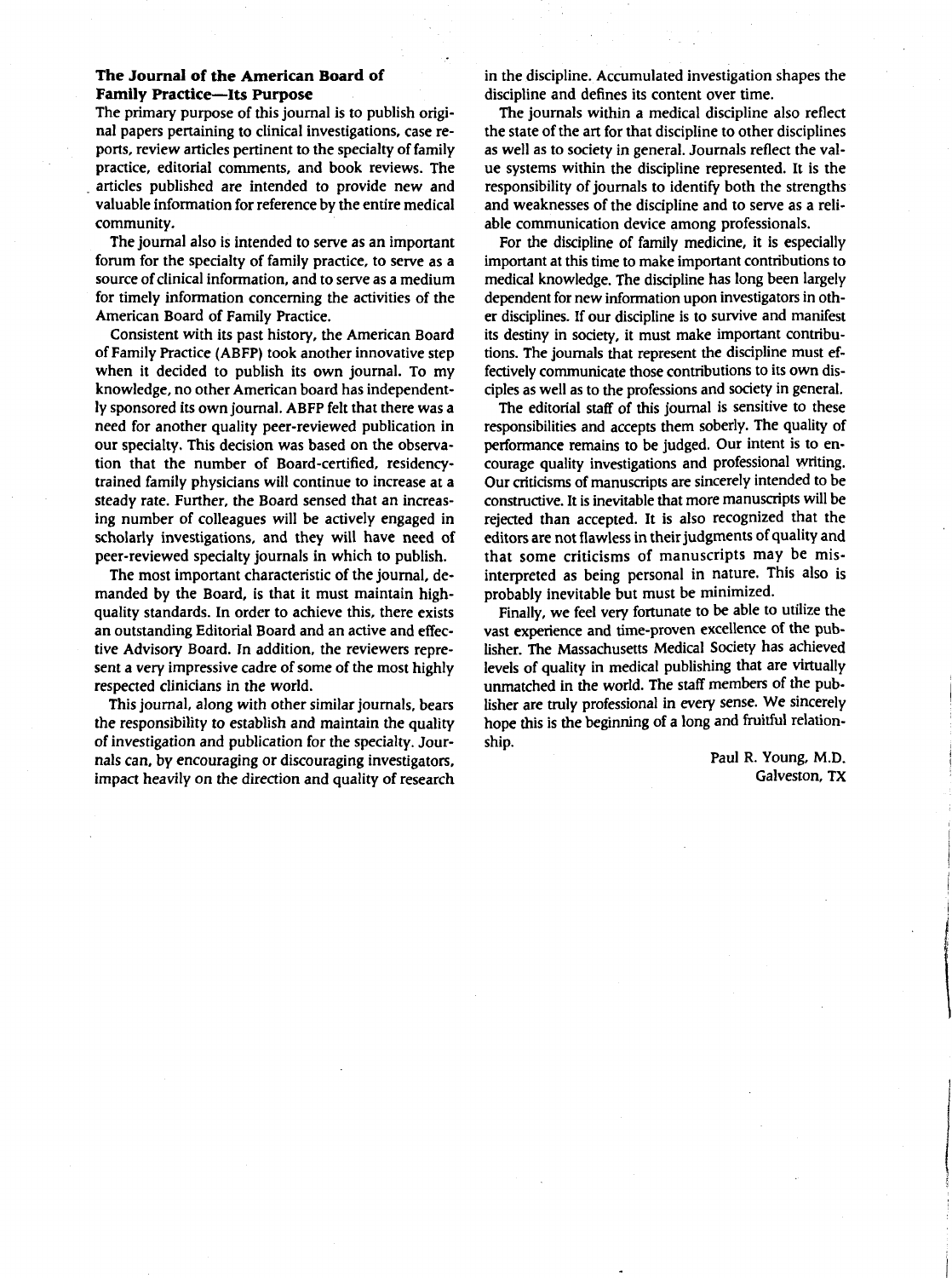## The Journal of the American Board of Family Practice—Its Purpose

The primary purpose of this journal is to publish original papers pertaining to clinical investigations, case reports, review articles pertinent to the specialty of family practice, editorial comments, and book reviews. The articles published are intended to provide new and valuable information for reference by the entire medical community.

The journal also is intended to serve as an important forum for the specialty of family practice, to serve as a source of clinical information, and to serve as a medium for timely information concerning the activities of the American Board of Family Practice.

Consistent with its past history, the American Board of Family Practice (ABFP) took another innovative step when it decided to publish its own journal. To my knowledge, no other American board has independently sponsored its own journal. ABFP felt that there was a need for another quality peer-reviewed publication in our specialty. This decision was based on the observation that the number of Board-certified, residency-trained family physicians will continue to increase at a steady rate. Further, the Board sensed that an increasing number of colleagues will be actively engaged in scholarly investigations, and they will have need of peer-reviewed specialty journals in which to publish.

The most important characteristic of the journal, demanded by the Board, is that it must maintain high-quality standards. In order to achieve this, there exists an outstanding Editorial Board and an active and effective Advisory Board. In addition, the reviewers represent a very impressive cadre of some of the most highly respected clinicians in the world.

This journal, along with other similar journals, bears the responsibility to establish and maintain the quality of investigation and publication for the specialty. Journals can, by encouraging or discouraging investigators, impact heavily on the direction and quality of research in the discipline. Accumulated investigation shapes the discipline and defines its content over time.

The journals within a medical discipline also reflect the state of the art for that discipline to other disciplines as well as to society in general. Journals reflect the value systems within the discipline represented. It is the responsibility of journals to identify both the strengths and weaknesses of the discipline and to serve as a reliable communication device among professionals.

For the discipline of family medicine, it is especially important at this time to make important contributions to medical knowledge. The discipline has long been largely dependent for new information upon investigators in other disciplines. If our discipline is to survive and manifest its destiny in society, it must make important contributions. The journals that represent the discipline must effectively communicate those contributions to its own disciples as well as to the professions and society in general.

The editorial staff of this journal is sensitive to these responsibilities and accepts them soberly. The quality of performance remains to be judged. Our intent is to encourage quality investigations and professional writing. Our criticisms of manuscripts are sincerely intended to be constructive. It is inevitable that more manuscripts will be rejected than accepted. It is also recognized that the editors are not flawless in their judgments of quality and that some criticisms of manuscripts may be misinterpreted as being personal in nature. This also is probably inevitable but must be minimized.

Finally, we feel very fortunate to be able to utilize the vast experience and time-proven excellence of the publisher. The Massachusetts Medical Society has achieved levels of quality in medical publishing that are virtually unmatched in the world. The staff members of the publisher are truly professional in every sense. We sincerely hope this is the beginning of a long and fruitful relationship.

Paul R. Young, M.D.
Galveston, TX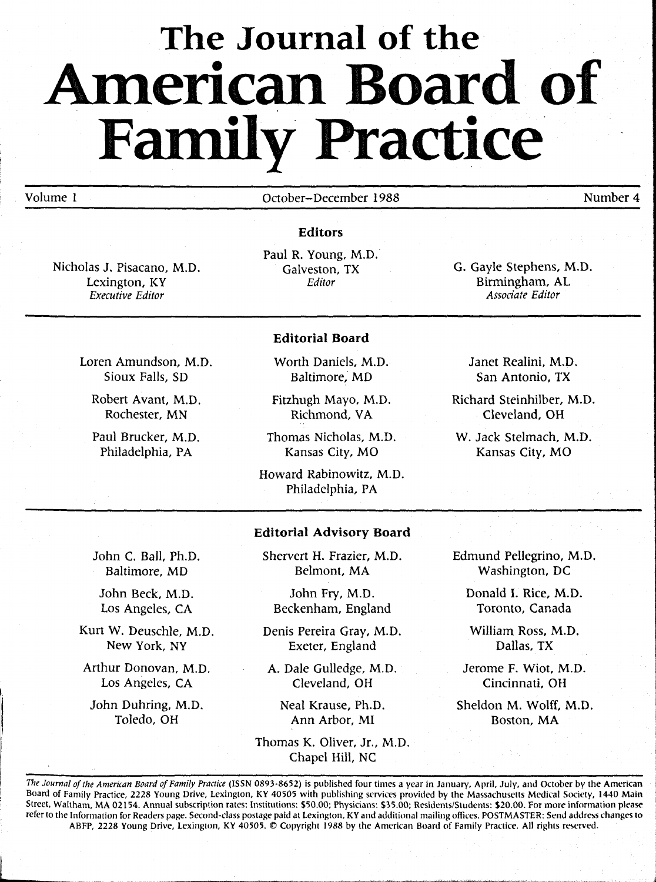# The Journal of the American Board of Family Practice

Volume 1 October–December 1988 Number 4

## Editors

Nicholas J. Pisacano, M.D.
Lexington, KY
*Executive Editor*

Paul R. Young, M.D.
Galveston, TX
*Editor*

G. Gayle Stephens, M.D.
Birmingham, AL
*Associate Editor*

## Editorial Board

Loren Amundson, M.D.
Sioux Falls, SD

Robert Avant, M.D.
Rochester, MN

Paul Brucker, M.D.
Philadelphia, PA

Worth Daniels, M.D.
Baltimore, MD

Fitzhugh Mayo, M.D.
Richmond, VA

Thomas Nicholas, M.D.
Kansas City, MO

Howard Rabinowitz, M.D.
Philadelphia, PA

Janet Realini, M.D.
San Antonio, TX

Richard Steinhilber, M.D.
Cleveland, OH

W. Jack Stelmach, M.D.
Kansas City, MO

## Editorial Advisory Board

John C. Ball, Ph.D.
Baltimore, MD

John Beck, M.D.
Los Angeles, CA

Kurt W. Deuschle, M.D.
New York, NY

Arthur Donovan, M.D.
Los Angeles, CA

John Duhring, M.D.
Toledo, OH

Shervert H. Frazier, M.D.
Belmont, MA

John Fry, M.D.
Beckenham, England

Denis Pereira Gray, M.D.
Exeter, England

A. Dale Gulledge, M.D.
Cleveland, OH

Neal Krause, Ph.D.
Ann Arbor, MI

Thomas K. Oliver, Jr., M.D.
Chapel Hill, NC

Edmund Pellegrino, M.D.
Washington, DC

Donald I. Rice, M.D.
Toronto, Canada

William Ross, M.D.
Dallas, TX

Jerome F. Wiot, M.D.
Cincinnati, OH

Sheldon M. Wolff, M.D.
Boston, MA

*The Journal of the American Board of Family Practice* (ISSN 0893-8652) is published four times a year in January, April, July, and October by the American Board of Family Practice, 2228 Young Drive, Lexington, KY 40505 with publishing services provided by the Massachusetts Medical Society, 1440 Main Street, Waltham, MA 02154. Annual subscription rates: Institutions: $50.00; Physicians: $35.00; Residents/Students: $20.00. For more information please refer to the Information for Readers page. Second-class postage paid at Lexington, KY and additional mailing offices. POSTMASTER: Send address changes to ABFP, 2228 Young Drive, Lexington, KY 40505. © Copyright 1988 by the American Board of Family Practice. All rights reserved.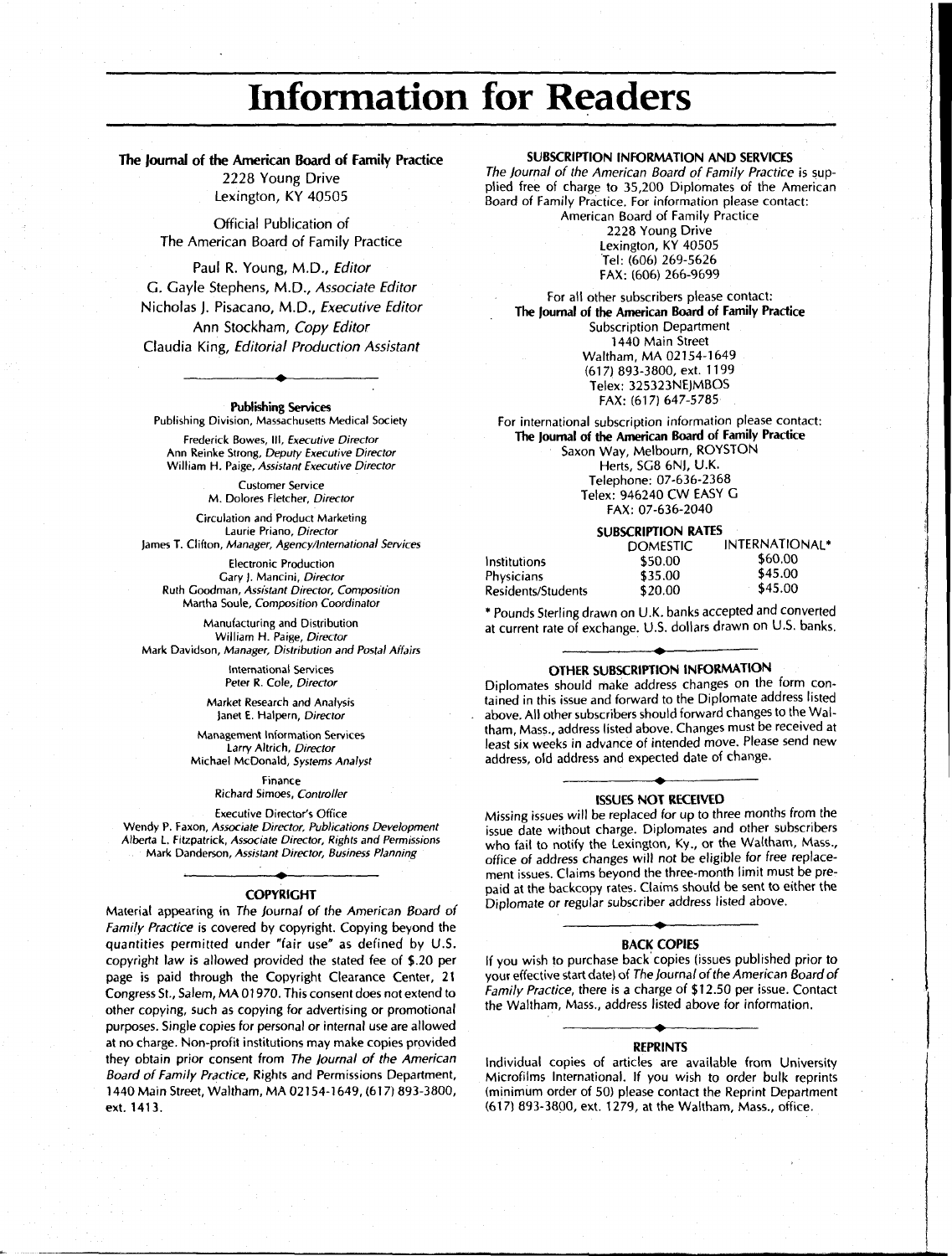# Information for Readers

**The Journal of the American Board of Family Practice**

2228 Young Drive
Lexington, KY 40505

Official Publication of
The American Board of Family Practice

Paul R. Young, M.D., *Editor*
G. Gayle Stephens, M.D., *Associate Editor*
Nicholas J. Pisacano, M.D., *Executive Editor*
Ann Stockham, *Copy Editor*
Claudia King, *Editorial Production Assistant*

**Publishing Services**
Publishing Division, Massachusetts Medical Society

Frederick Bowes, III, *Executive Director*
Ann Reinke Strong, *Deputy Executive Director*
William H. Paige, *Assistant Executive Director*

Customer Service
M. Dolores Fletcher, *Director*

Circulation and Product Marketing
Laurie Priano, *Director*
James T. Clifton, *Manager, Agency/International Services*

Electronic Production
Gary J. Mancini, *Director*
Ruth Goodman, *Assistant Director, Composition*
Martha Soule, *Composition Coordinator*

Manufacturing and Distribution
William H. Paige, *Director*
Mark Davidson, *Manager, Distribution and Postal Affairs*

International Services
Peter R. Cole, *Director*

Market Research and Analysis
Janet E. Halpern, *Director*

Management Information Services
Larry Altrich, *Director*
Michael McDonald, *Systems Analyst*

Finance
Richard Simoes, *Controller*

Executive Director's Office
Wendy P. Faxon, *Associate Director, Publications Development*
Alberta L. Fitzpatrick, *Associate Director, Rights and Permissions*
Mark Danderson, *Assistant Director, Business Planning*

## COPYRIGHT

Material appearing in *The Journal of the American Board of Family Practice* is covered by copyright. Copying beyond the quantities permitted under "fair use" as defined by U.S. copyright law is allowed provided the stated fee of $.20 per page is paid through the Copyright Clearance Center, 21 Congress St., Salem, MA 01970. This consent does not extend to other copying, such as copying for advertising or promotional purposes. Single copies for personal or internal use are allowed at no charge. Non-profit institutions may make copies provided they obtain prior consent from *The Journal of the American Board of Family Practice*, Rights and Permissions Department, 1440 Main Street, Waltham, MA 02154-1649, (617) 893-3800, ext. 1413.

## SUBSCRIPTION INFORMATION AND SERVICES

*The Journal of the American Board of Family Practice* is supplied free of charge to 35,200 Diplomates of the American Board of Family Practice. For information please contact:

American Board of Family Practice
2228 Young Drive
Lexington, KY 40505
Tel: (606) 269-5626
FAX: (606) 266-9699

For all other subscribers please contact:
**The Journal of the American Board of Family Practice**
Subscription Department
1440 Main Street
Waltham, MA 02154-1649
(617) 893-3800, ext. 1199
Telex: 325323NEJMBOS
FAX: (617) 647-5785

For international subscription information please contact:
**The Journal of the American Board of Family Practice**
Saxon Way, Melbourn, ROYSTON
Herts, SG8 6NJ, U.K.
Telephone: 07-636-2368
Telex: 946240 CW EASY G
FAX: 07-636-2040

## SUBSCRIPTION RATES

| | DOMESTIC | INTERNATIONAL* |
|---|---|---|
| Institutions | $50.00 | $60.00 |
| Physicians | $35.00 | $45.00 |
| Residents/Students | $20.00 | $45.00 |

* Pounds Sterling drawn on U.K. banks accepted and converted at current rate of exchange. U.S. dollars drawn on U.S. banks.

## OTHER SUBSCRIPTION INFORMATION

Diplomates should make address changes on the form contained in this issue and forward to the Diplomate address listed above. All other subscribers should forward changes to the Waltham, Mass., address listed above. Changes must be received at least six weeks in advance of intended move. Please send new address, old address and expected date of change.

## ISSUES NOT RECEIVED

Missing issues will be replaced for up to three months from the issue date without charge. Diplomates and other subscribers who fail to notify the Lexington, Ky., or the Waltham, Mass., office of address changes will not be eligible for free replacement issues. Claims beyond the three-month limit must be prepaid at the backcopy rates. Claims should be sent to either the Diplomate or regular subscriber address listed above.

## BACK COPIES

If you wish to purchase back copies (issues published prior to your effective start date) of *The Journal of the American Board of Family Practice*, there is a charge of $12.50 per issue. Contact the Waltham, Mass., address listed above for information.

## REPRINTS

Individual copies of articles are available from University Microfilms International. If you wish to order bulk reprints (minimum order of 50) please contact the Reprint Department (617) 893-3800, ext. 1279, at the Waltham, Mass., office.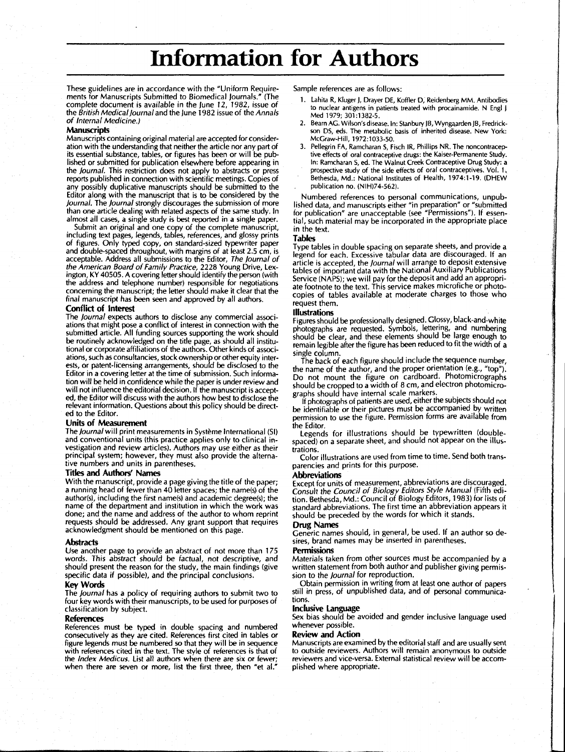# Information for Authors

These guidelines are in accordance with the "Uniform Requirements for Manuscripts Submitted to Biomedical Journals." (The complete document is available in the June 12, 1982, issue of the *British Medical Journal* and the June 1982 issue of the *Annals of Internal Medicine.*)

## Manuscripts

Manuscripts containing original material are accepted for consideration with the understanding that neither the article nor any part of its essential substance, tables, or figures has been or will be published or submitted for publication elsewhere before appearing in the *Journal.* This restriction does not apply to abstracts or press reports published in connection with scientific meetings. Copies of any possibly duplicative manuscripts should be submitted to the Editor along with the manuscript that is to be considered by the *Journal.* The *Journal* strongly discourages the submission of more than one article dealing with related aspects of the same study. In almost all cases, a single study is best reported in a single paper.

Submit an original and one copy of the complete manuscript, including text pages, legends, tables, references, and glossy prints of figures. Only typed copy, on standard-sized typewriter paper and double-spaced throughout, with margins of at least 2.5 cm, is acceptable. Address all submissions to the Editor, *The Journal of the American Board of Family Practice,* 2228 Young Drive, Lexington, KY 40505. A covering letter should identify the person (with the address and telephone number) responsible for negotiations concerning the manuscript; the letter should make it clear that the final manuscript has been seen and approved by all authors.

## Conflict of Interest

The *Journal* expects authors to disclose any commercial associations that might pose a conflict of interest in connection with the submitted article. All funding sources supporting the work should be routinely acknowledged on the title page, as should all institutional or corporate affiliations of the authors. Other kinds of associations, such as consultancies, stock ownership or other equity interests, or patent-licensing arrangements, should be disclosed to the Editor in a covering letter at the time of submission. Such information will be held in confidence while the paper is under review and will not influence the editorial decision. If the manuscript is accepted, the Editor will discuss with the authors how best to disclose the relevant information. Questions about this policy should be directed to the Editor.

## Units of Measurement

The *Journal* will print measurements in Système International (SI) and conventional units (this practice applies only to clinical investigation and review articles). Authors may use either as their principal system; however, they must also provide the alternative numbers and units in parentheses.

## Titles and Authors' Names

With the manuscript, provide a page giving the title of the paper; a running head of fewer than 40 letter spaces; the name(s) of the author(s), including the first name(s) and academic degree(s); the name of the department and institution in which the work was done; and the name and address of the author to whom reprint requests should be addressed. Any grant support that requires acknowledgment should be mentioned on this page.

## Abstracts

Use another page to provide an abstract of not more than 175 words. This abstract should be factual, not descriptive, and should present the reason for the study, the main findings (give specific data if possible), and the principal conclusions.

## Key Words

The *Journal* has a policy of requiring authors to submit two to four key words with their manuscripts, to be used for purposes of classification by subject.

## References

References must be typed in double spacing and numbered consecutively as they are cited. References first cited in tables or figure legends must be numbered so that they will be in sequence with references cited in the text. The style of references is that of the *Index Medicus.* List all authors when there are six or fewer; when there are seven or more, list the first three, then "et al."

Sample references are as follows:

1. Lahita R, Kluger J, Drayer DE, Koffler D, Reidenberg MM. Antibodies to nuclear antigens in patients treated with procainamide. N Engl J Med 1979; 301:1382-5.
2. Bearn AG. Wilson's disease. In: Stanbury JB, Wyngaarden JB, Fredrickson DS, eds. The metabolic basis of inherited disease. New York: McGraw-Hill, 1972:1033-50.
3. Pellegrin FA, Ramcharan S, Fisch IR, Phillips NR. The noncontraceptive effects of oral contraceptive drugs: the Kaiser-Permanente Study. In: Ramcharan S, ed. The Walnut Creek Contraceptive Drug Study: a prospective study of the side effects of oral contraceptives. Vol. 1. Bethesda, Md.: National Institutes of Health, 1974:1-19. (DHEW publication no. (NIH)74-562).

Numbered references to personal communications, unpublished data, and manuscripts either "in preparation" or "submitted for publication" are unacceptable (see "Permissions"). If essential, such material may be incorporated in the appropriate place in the text.

## Tables

Type tables in double spacing on separate sheets, and provide a legend for each. Excessive tabular data are discouraged. If an article is accepted, the *Journal* will arrange to deposit extensive tables of important data with the National Auxiliary Publications Service (NAPS); we will pay for the deposit and add an appropriate footnote to the text. This service makes microfiche or photocopies of tables available at moderate charges to those who request them.

## Illustrations

Figures should be professionally designed. Glossy, black-and-white photographs are requested. Symbols, lettering, and numbering should be clear, and these elements should be large enough to remain legible after the figure has been reduced to fit the width of a single column.

The back of each figure should include the sequence number, the name of the author, and the proper orientation (e.g., "top"). Do not mount the figure on cardboard. Photomicrographs should be cropped to a width of 8 cm, and electron photomicrographs should have internal scale markers.

If photographs of patients are used, either the subjects should not be identifiable or their pictures must be accompanied by written permission to use the figure. Permission forms are available from the Editor.

Legends for illustrations should be typewritten (double-spaced) on a separate sheet, and should not appear on the illustrations.

Color illustrations are used from time to time. Send both transparencies and prints for this purpose.

## Abbreviations

Except for units of measurement, abbreviations are discouraged. Consult the *Council of Biology Editors Style Manual* (Fifth edition. Bethesda, Md.: Council of Biology Editors, 1983) for lists of standard abbreviations. The first time an abbreviation appears it should be preceded by the words for which it stands.

## Drug Names

Generic names should, in general, be used. If an author so desires, brand names may be inserted in parentheses.

## Permissions

Materials taken from other sources must be accompanied by a written statement from both author and publisher giving permission to the *Journal* for reproduction.

Obtain permission in writing from at least one author of papers still in press, of unpublished data, and of personal communications.

## Inclusive Language

Sex bias should be avoided and gender inclusive language used whenever possible.

## Review and Action

Manuscripts are examined by the editorial staff and are usually sent to outside reviewers. Authors will remain anonymous to outside reviewers and vice-versa. External statistical review will be accomplished where appropriate.